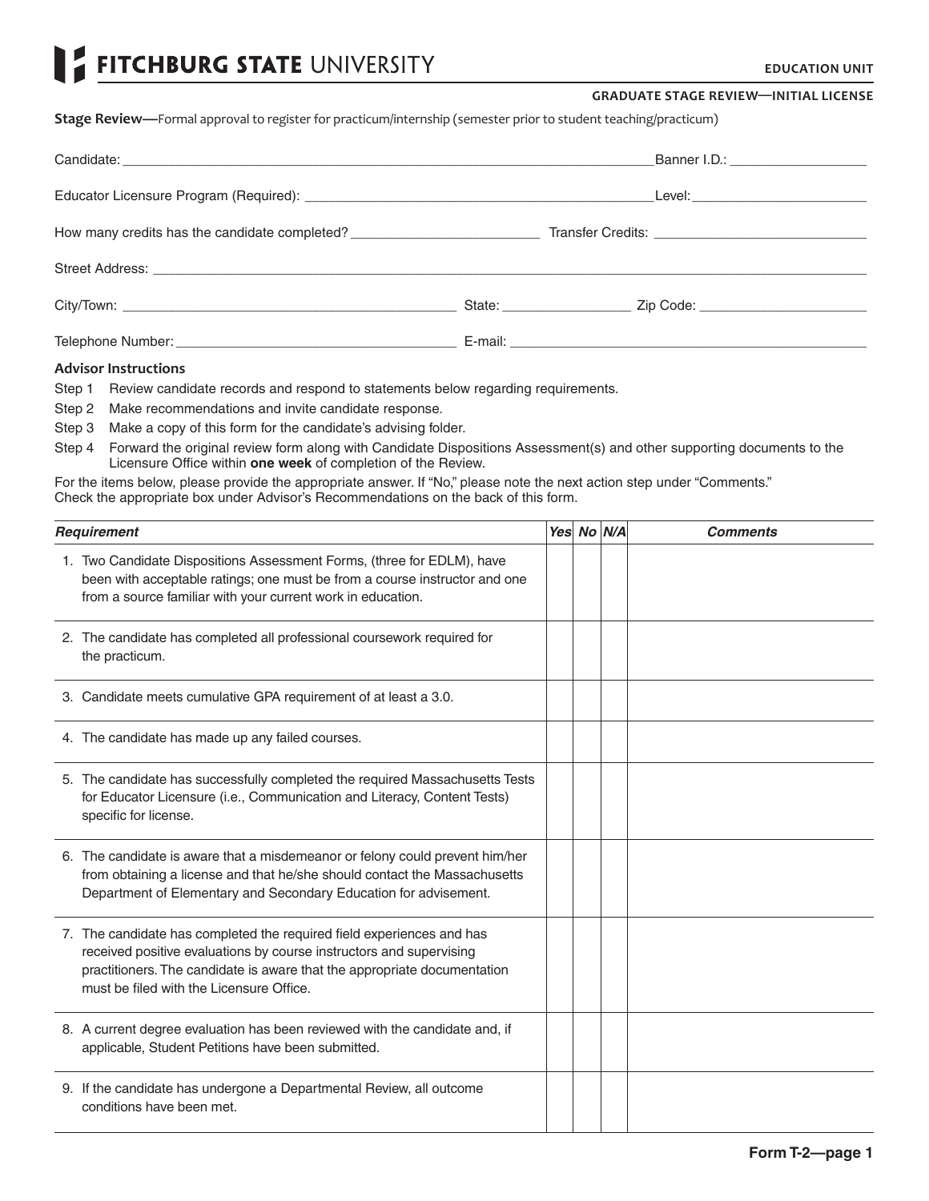# FITCHBURG STATE UNIVERSITY

**EDUCATION UNIT**

**GRADUATE STAGE REVIEW—INITIAL LICENSE**

**Stage Review—**Formal approval to register for practicum/internship (semester prior to student teaching/practicum)

Candidate: ______________________________ Banner I.D.: ______________

Educator Licensure Program (Required): ______________________________ Level: ______________

How many credits has the candidate completed? ______________ Transfer Credits: ______________

Street Address: ______________________________

City/Town: ______________ State: ______________ Zip Code: ______________

Telephone Number: ______________ E-mail: ______________

### Advisor Instructions

Step 1 Review candidate records and respond to statements below regarding requirements.

Step 2 Make recommendations and invite candidate response.

Step 3 Make a copy of this form for the candidate's advising folder.

Step 4 Forward the original review form along with Candidate Dispositions Assessment(s) and other supporting documents to the Licensure Office within **one week** of completion of the Review.

For the items below, please provide the appropriate answer. If "No," please note the next action step under "Comments."
Check the appropriate box under Advisor's Recommendations on the back of this form.

| *Requirement* | *Yes* | *No* | *N/A* | *Comments* |
|---|---|---|---|---|
| 1. Two Candidate Dispositions Assessment Forms, (three for EDLM), have been with acceptable ratings; one must be from a course instructor and one from a source familiar with your current work in education. | | | | |
| 2. The candidate has completed all professional coursework required for the practicum. | | | | |
| 3. Candidate meets cumulative GPA requirement of at least a 3.0. | | | | |
| 4. The candidate has made up any failed courses. | | | | |
| 5. The candidate has successfully completed the required Massachusetts Tests for Educator Licensure (i.e., Communication and Literacy, Content Tests) specific for license. | | | | |
| 6. The candidate is aware that a misdemeanor or felony could prevent him/her from obtaining a license and that he/she should contact the Massachusetts Department of Elementary and Secondary Education for advisement. | | | | |
| 7. The candidate has completed the required field experiences and has received positive evaluations by course instructors and supervising practitioners. The candidate is aware that the appropriate documentation must be filed with the Licensure Office. | | | | |
| 8. A current degree evaluation has been reviewed with the candidate and, if applicable, Student Petitions have been submitted. | | | | |
| 9. If the candidate has undergone a Departmental Review, all outcome conditions have been met. | | | | |

**Form T-2—page 1**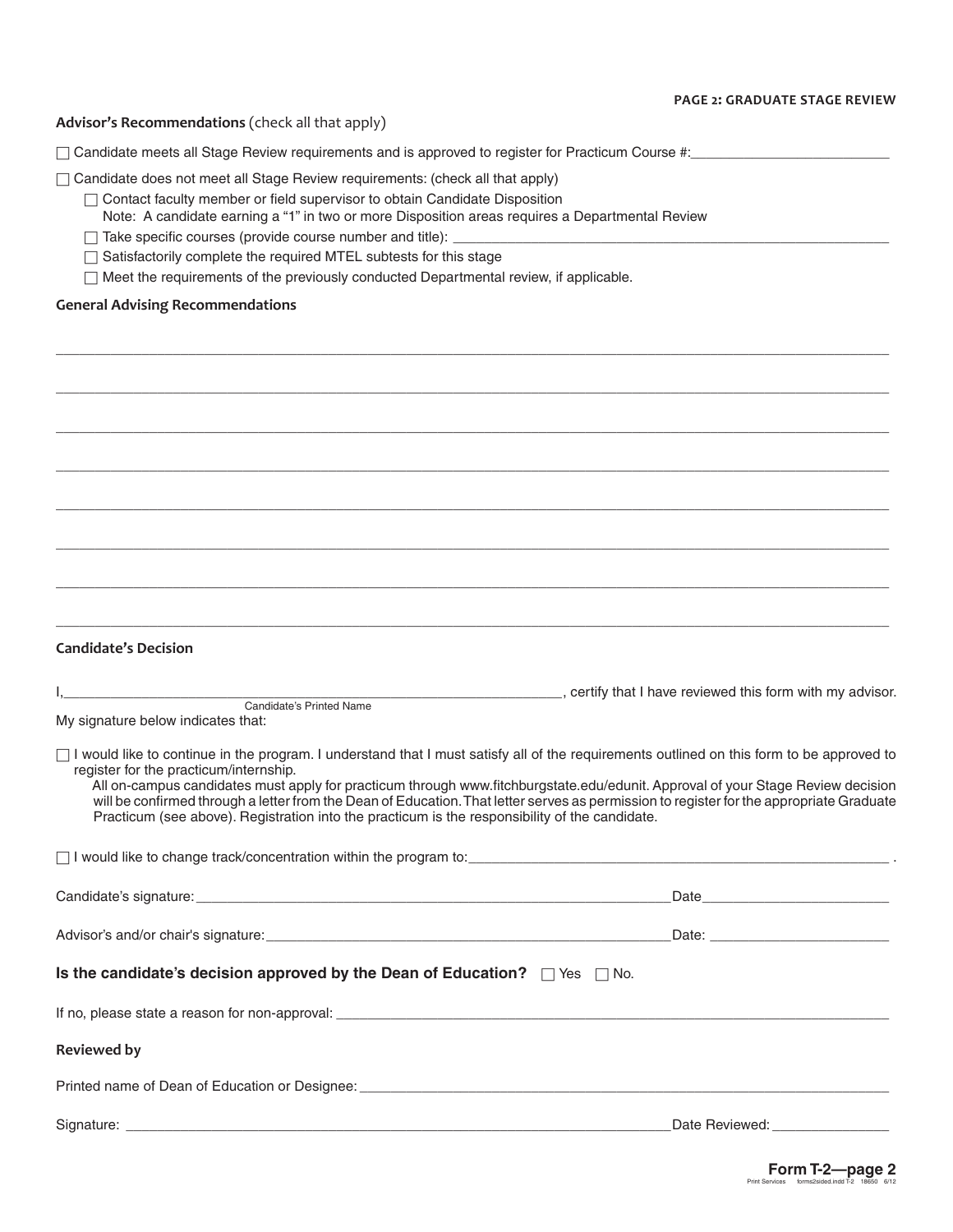PAGE 2: GRADUATE STAGE REVIEW

**Advisor's Recommendations** (check all that apply)

☐ Candidate meets all Stage Review requirements and is approved to register for Practicum Course #:_________________________

☐ Candidate does not meet all Stage Review requirements: (check all that apply)

- ☐ Contact faculty member or field supervisor to obtain Candidate Disposition
  Note: A candidate earning a "1" in two or more Disposition areas requires a Departmental Review
- ☐ Take specific courses (provide course number and title): _________________________________________________________
- ☐ Satisfactorily complete the required MTEL subtests for this stage
- ☐ Meet the requirements of the previously conducted Departmental review, if applicable.

**General Advising Recommendations**

_______________________________________________________________________________________________

_______________________________________________________________________________________________

_______________________________________________________________________________________________

_______________________________________________________________________________________________

_______________________________________________________________________________________________

_______________________________________________________________________________________________

_______________________________________________________________________________________________

_______________________________________________________________________________________________

**Candidate's Decision**

I,_______________________________________________________________, certify that I have reviewed this form with my advisor.
Candidate's Printed Name

My signature below indicates that:

☐ I would like to continue in the program. I understand that I must satisfy all of the requirements outlined on this form to be approved to register for the practicum/internship.
All on-campus candidates must apply for practicum through www.fitchburgstate.edu/edunit. Approval of your Stage Review decision will be confirmed through a letter from the Dean of Education. That letter serves as permission to register for the appropriate Graduate Practicum (see above). Registration into the practicum is the responsibility of the candidate.

☐ I would like to change track/concentration within the program to:_______________________________________________________ .

Candidate's signature:_____________________________________________________________Date_______________________

Advisor's and/or chair's signature:_____________________________________________________Date: _______________________

**Is the candidate's decision approved by the Dean of Education?** ☐ Yes ☐ No.

If no, please state a reason for non-approval: __________________________________________________________________________

**Reviewed by**

Printed name of Dean of Education or Designee: _________________________________________________________________

Signature: _________________________________________________________________________Date Reviewed: _______________

**Form T-2—page 2**